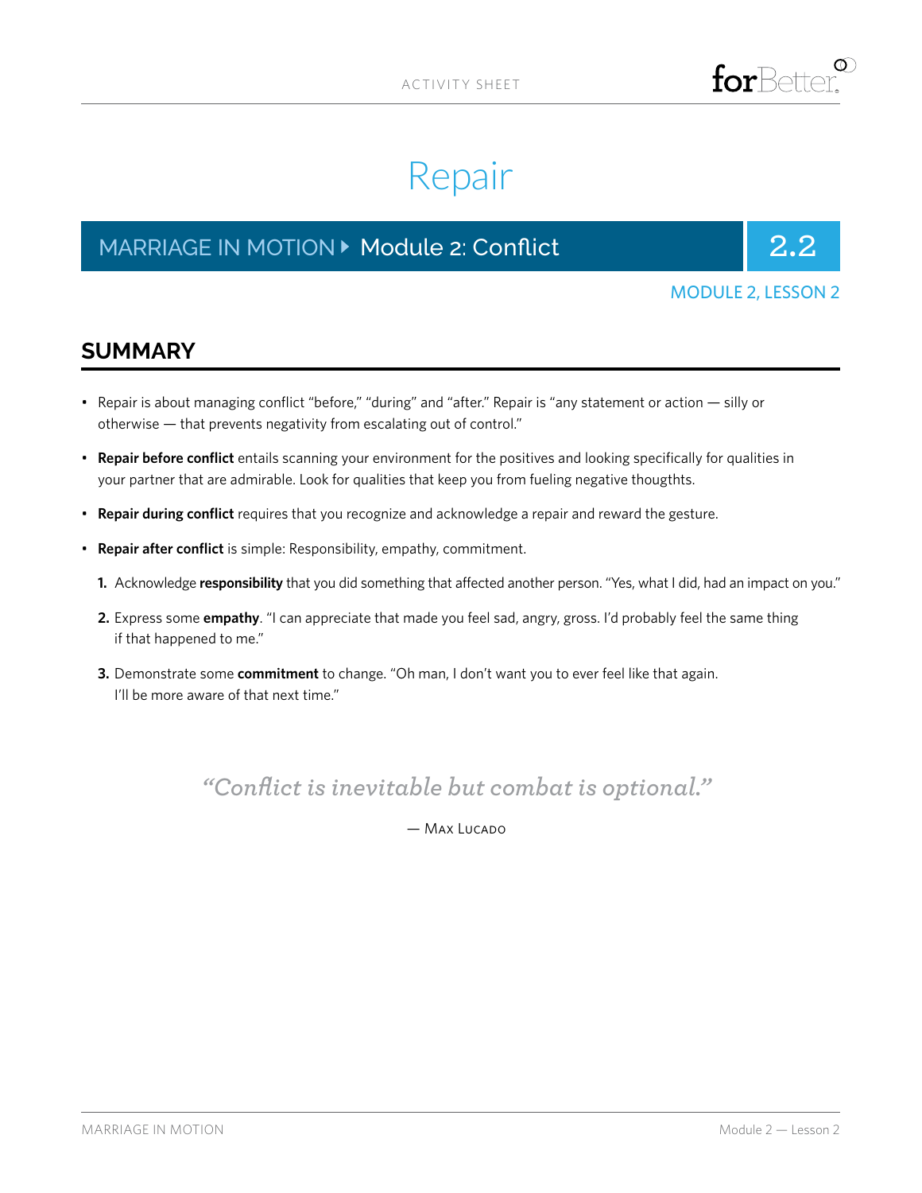ACTIVITY SHEET

# Repair

## MARRIAGE IN MOTION ▸ Module 2: Conflict — 2.2

MODULE 2, LESSON 2

## SUMMARY

- Repair is about managing conflict "before," "during" and "after." Repair is "any statement or action — silly or otherwise — that prevents negativity from escalating out of control."
- **Repair before conflict** entails scanning your environment for the positives and looking specifically for qualities in your partner that are admirable. Look for qualities that keep you from fueling negative thougthts.
- **Repair during conflict** requires that you recognize and acknowledge a repair and reward the gesture.
- **Repair after conflict** is simple: Responsibility, empathy, commitment.

1. Acknowledge **responsibility** that you did something that affected another person. "Yes, what I did, had an impact on you."
2. Express some **empathy**. "I can appreciate that made you feel sad, angry, gross. I'd probably feel the same thing if that happened to me."
3. Demonstrate some **commitment** to change. "Oh man, I don't want you to ever feel like that again. I'll be more aware of that next time."

> *"Conflict is inevitable but combat is optional."*
>
> — Max Lucado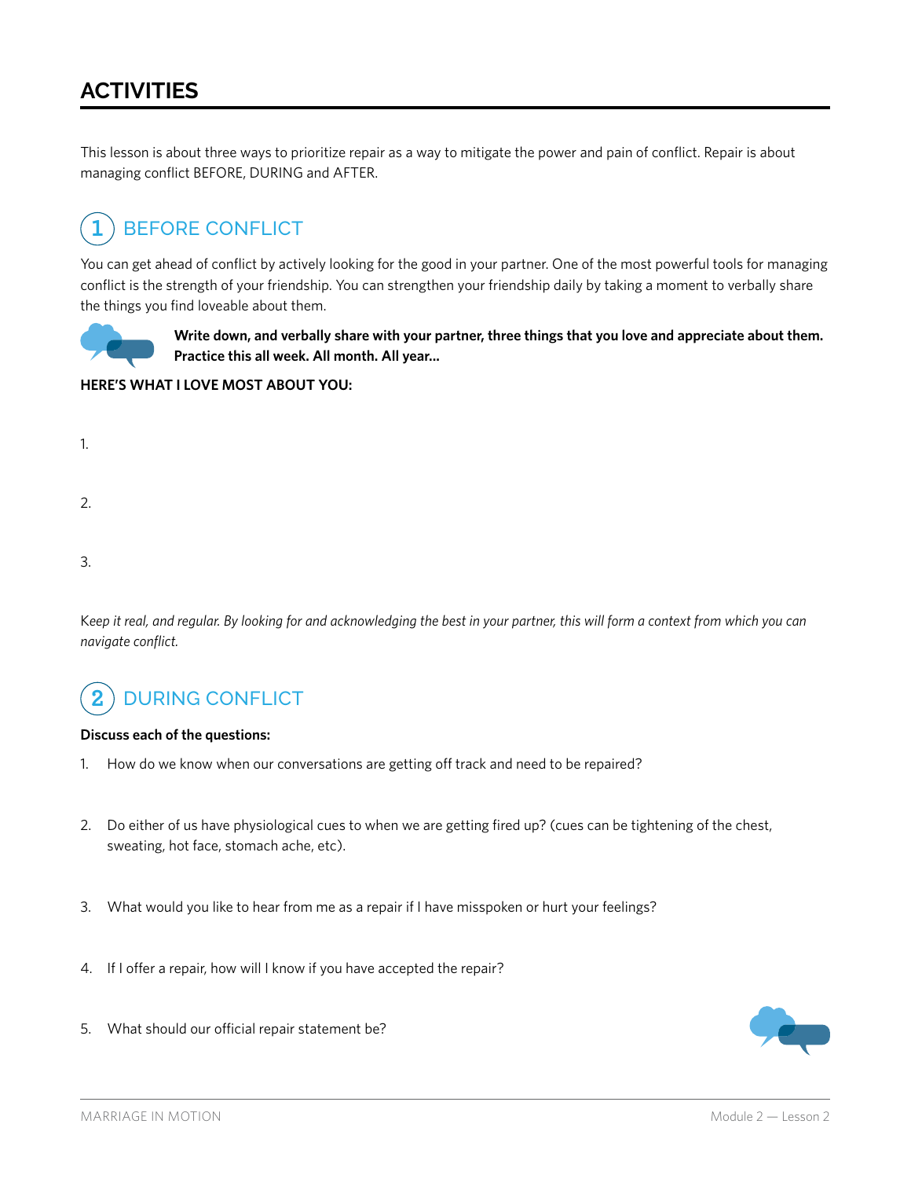## ACTIVITIES

This lesson is about three ways to prioritize repair as a way to mitigate the power and pain of conflict. Repair is about managing conflict BEFORE, DURING and AFTER.

### 1 BEFORE CONFLICT

You can get ahead of conflict by actively looking for the good in your partner. One of the most powerful tools for managing conflict is the strength of your friendship. You can strengthen your friendship daily by taking a moment to verbally share the things you find loveable about them.

**Write down, and verbally share with your partner, three things that you love and appreciate about them. Practice this all week. All month. All year...**

**HERE'S WHAT I LOVE MOST ABOUT YOU:**

1.

2.

3.

*Keep it real, and regular. By looking for and acknowledging the best in your partner, this will form a context from which you can navigate conflict.*

### 2 DURING CONFLICT

**Discuss each of the questions:**

1. How do we know when our conversations are getting off track and need to be repaired?

2. Do either of us have physiological cues to when we are getting fired up? (cues can be tightening of the chest, sweating, hot face, stomach ache, etc).

3. What would you like to hear from me as a repair if I have misspoken or hurt your feelings?

4. If I offer a repair, how will I know if you have accepted the repair?

5. What should our official repair statement be?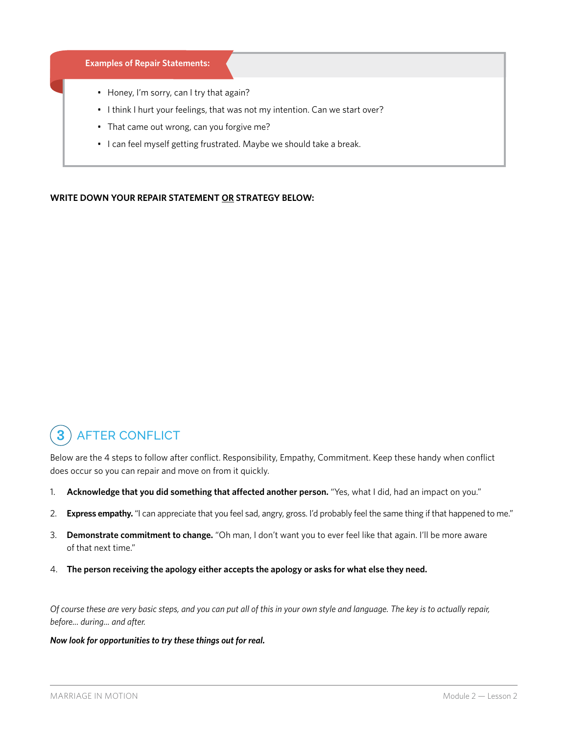**Examples of Repair Statements:**

- Honey, I'm sorry, can I try that again?
- I think I hurt your feelings, that was not my intention. Can we start over?
- That came out wrong, can you forgive me?
- I can feel myself getting frustrated. Maybe we should take a break.

**WRITE DOWN YOUR REPAIR STATEMENT <u>OR</u> STRATEGY BELOW:**

## 3 AFTER CONFLICT

Below are the 4 steps to follow after conflict. Responsibility, Empathy, Commitment. Keep these handy when conflict does occur so you can repair and move on from it quickly.

1. **Acknowledge that you did something that affected another person.** "Yes, what I did, had an impact on you."
2. **Express empathy.** "I can appreciate that you feel sad, angry, gross. I'd probably feel the same thing if that happened to me."
3. **Demonstrate commitment to change.** "Oh man, I don't want you to ever feel like that again. I'll be more aware of that next time."
4. **The person receiving the apology either accepts the apology or asks for what else they need.**

*Of course these are very basic steps, and you can put all of this in your own style and language. The key is to actually repair, before... during... and after.*

***Now look for opportunities to try these things out for real.***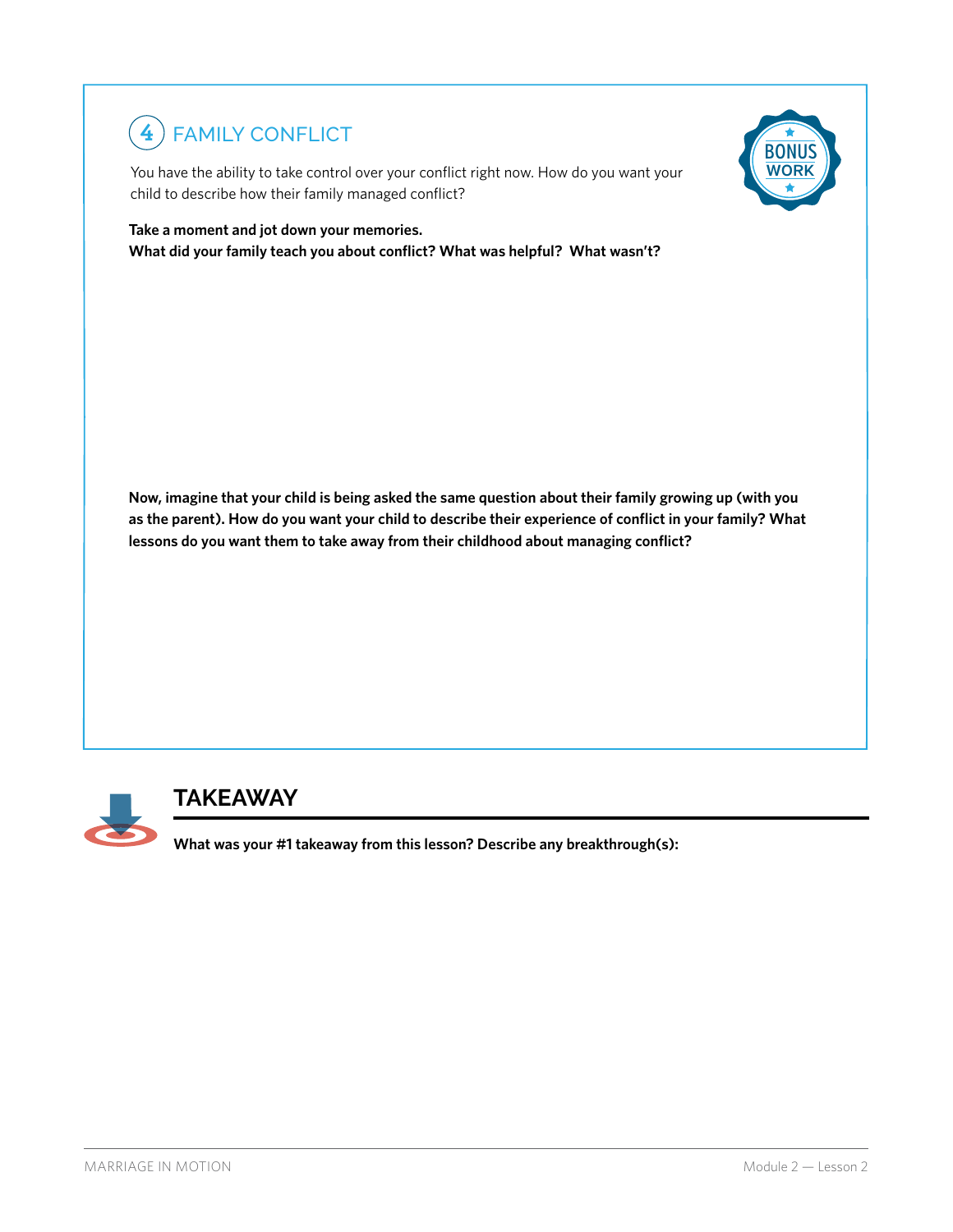## 4 FAMILY CONFLICT

BONUS WORK

You have the ability to take control over your conflict right now. How do you want your child to describe how their family managed conflict?

**Take a moment and jot down your memories.**
**What did your family teach you about conflict? What was helpful? What wasn't?**

**Now, imagine that your child is being asked the same question about their family growing up (with you as the parent). How do you want your child to describe their experience of conflict in your family? What lessons do you want them to take away from their childhood about managing conflict?**

## TAKEAWAY

**What was your #1 takeaway from this lesson? Describe any breakthrough(s):**